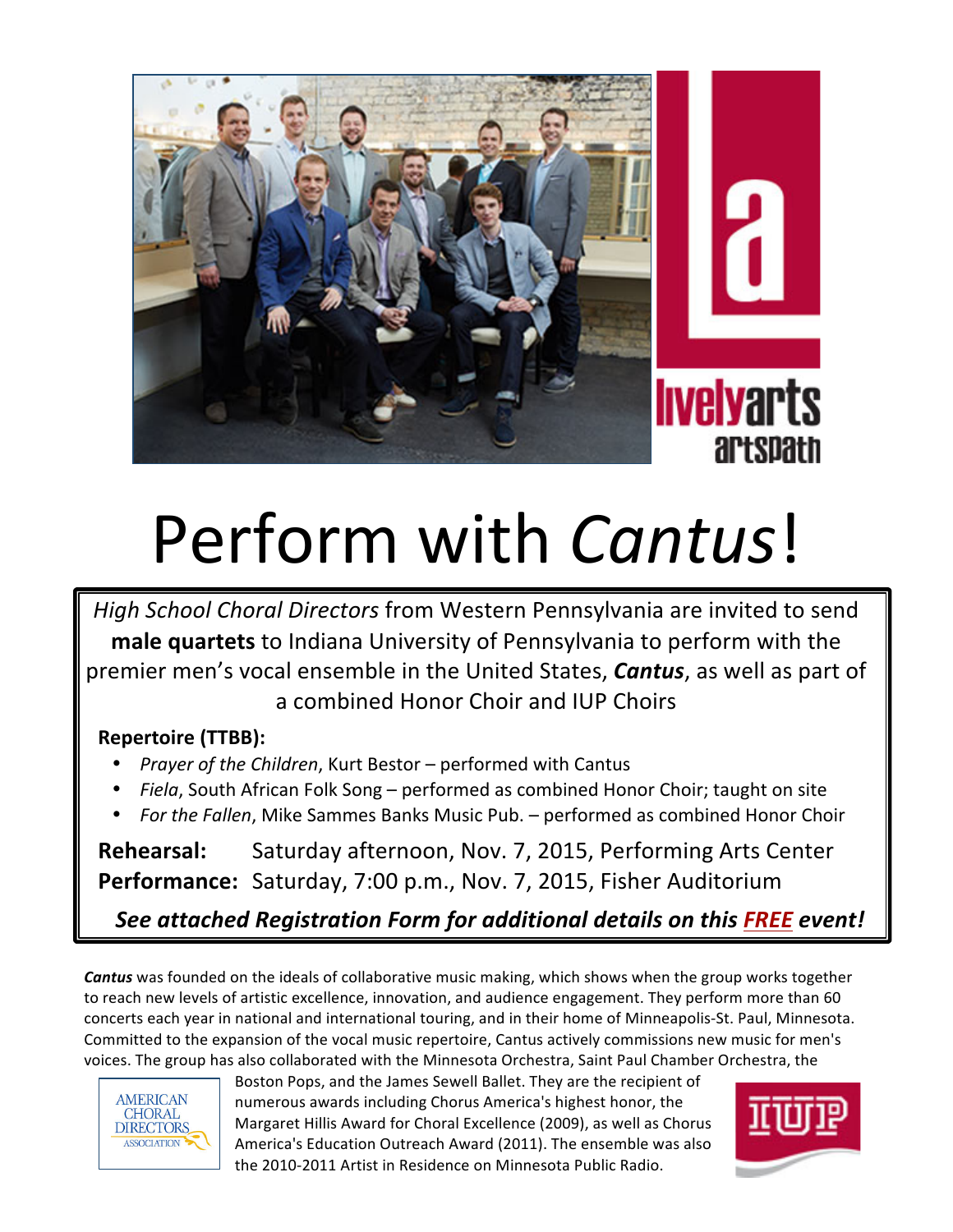# Perform with *Cantus*!

*High School Choral Directors* from Western Pennsylvania are invited to send **male quartets** to Indiana University of Pennsylvania to perform with the premier men's vocal ensemble in the United States, ***Cantus***, as well as part of a combined Honor Choir and IUP Choirs

**Repertoire (TTBB):**

- *Prayer of the Children*, Kurt Bestor – performed with Cantus
- *Fiela*, South African Folk Song – performed as combined Honor Choir; taught on site
- *For the Fallen*, Mike Sammes Banks Music Pub. – performed as combined Honor Choir

**Rehearsal:** Saturday afternoon, Nov. 7, 2015, Performing Arts Center
**Performance:** Saturday, 7:00 p.m., Nov. 7, 2015, Fisher Auditorium

***See attached Registration Form for additional details on this FREE event!***

***Cantus*** was founded on the ideals of collaborative music making, which shows when the group works together to reach new levels of artistic excellence, innovation, and audience engagement. They perform more than 60 concerts each year in national and international touring, and in their home of Minneapolis-St. Paul, Minnesota. Committed to the expansion of the vocal music repertoire, Cantus actively commissions new music for men's voices. The group has also collaborated with the Minnesota Orchestra, Saint Paul Chamber Orchestra, the Boston Pops, and the James Sewell Ballet. They are the recipient of numerous awards including Chorus America's highest honor, the Margaret Hillis Award for Choral Excellence (2009), as well as Chorus America's Education Outreach Award (2011). The ensemble was also the 2010-2011 Artist in Residence on Minnesota Public Radio.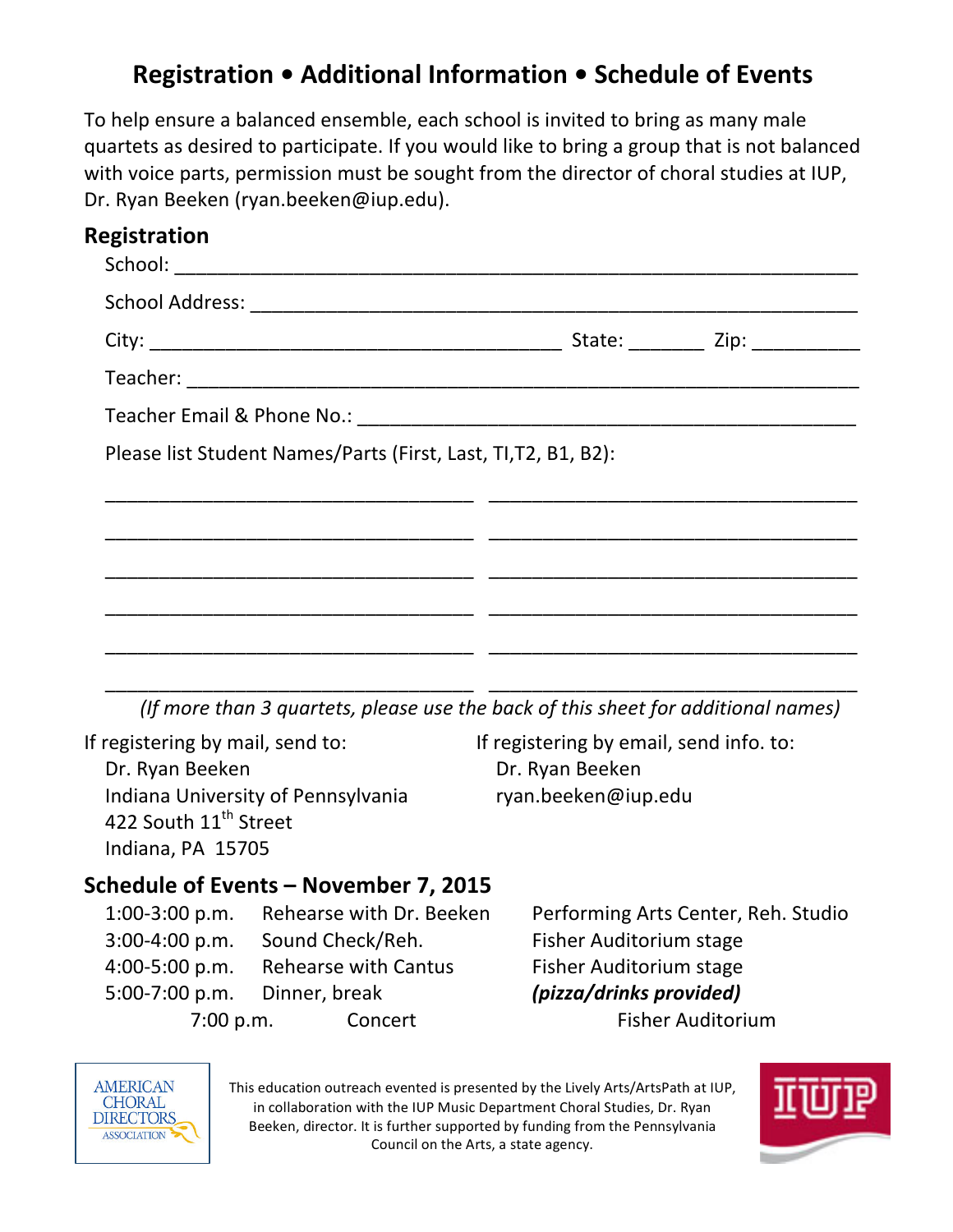# Registration • Additional Information • Schedule of Events

To help ensure a balanced ensemble, each school is invited to bring as many male quartets as desired to participate. If you would like to bring a group that is not balanced with voice parts, permission must be sought from the director of choral studies at IUP, Dr. Ryan Beeken (ryan.beeken@iup.edu).

## Registration

School: ____________________________________________________________

School Address: ______________________________________________________

City: ____________________________________ State: _______ Zip: __________

Teacher: ___________________________________________________________

Teacher Email & Phone No.: ___________________________________________

Please list Student Names/Parts (First, Last, TI,T2, B1, B2):

_________________________________ _________________________________

_________________________________ _________________________________

_________________________________ _________________________________

_________________________________ _________________________________

_________________________________ _________________________________

_________________________________ _________________________________

*(If more than 3 quartets, please use the back of this sheet for additional names)*

If registering by mail, send to:
Dr. Ryan Beeken
Indiana University of Pennsylvania
422 South 11th Street
Indiana, PA 15705

If registering by email, send info. to:
Dr. Ryan Beeken
ryan.beeken@iup.edu

## Schedule of Events – November 7, 2015

| | | |
|---|---|---|
| 1:00-3:00 p.m. | Rehearse with Dr. Beeken | Performing Arts Center, Reh. Studio |
| 3:00-4:00 p.m. | Sound Check/Reh. | Fisher Auditorium stage |
| 4:00-5:00 p.m. | Rehearse with Cantus | Fisher Auditorium stage |
| 5:00-7:00 p.m. | Dinner, break | ***(pizza/drinks provided)*** |
| 7:00 p.m. | Concert | Fisher Auditorium |

AMERICAN CHORAL DIRECTORS ASSOCIATION

This education outreach evented is presented by the Lively Arts/ArtsPath at IUP, in collaboration with the IUP Music Department Choral Studies, Dr. Ryan Beeken, director. It is further supported by funding from the Pennsylvania Council on the Arts, a state agency.

IUP